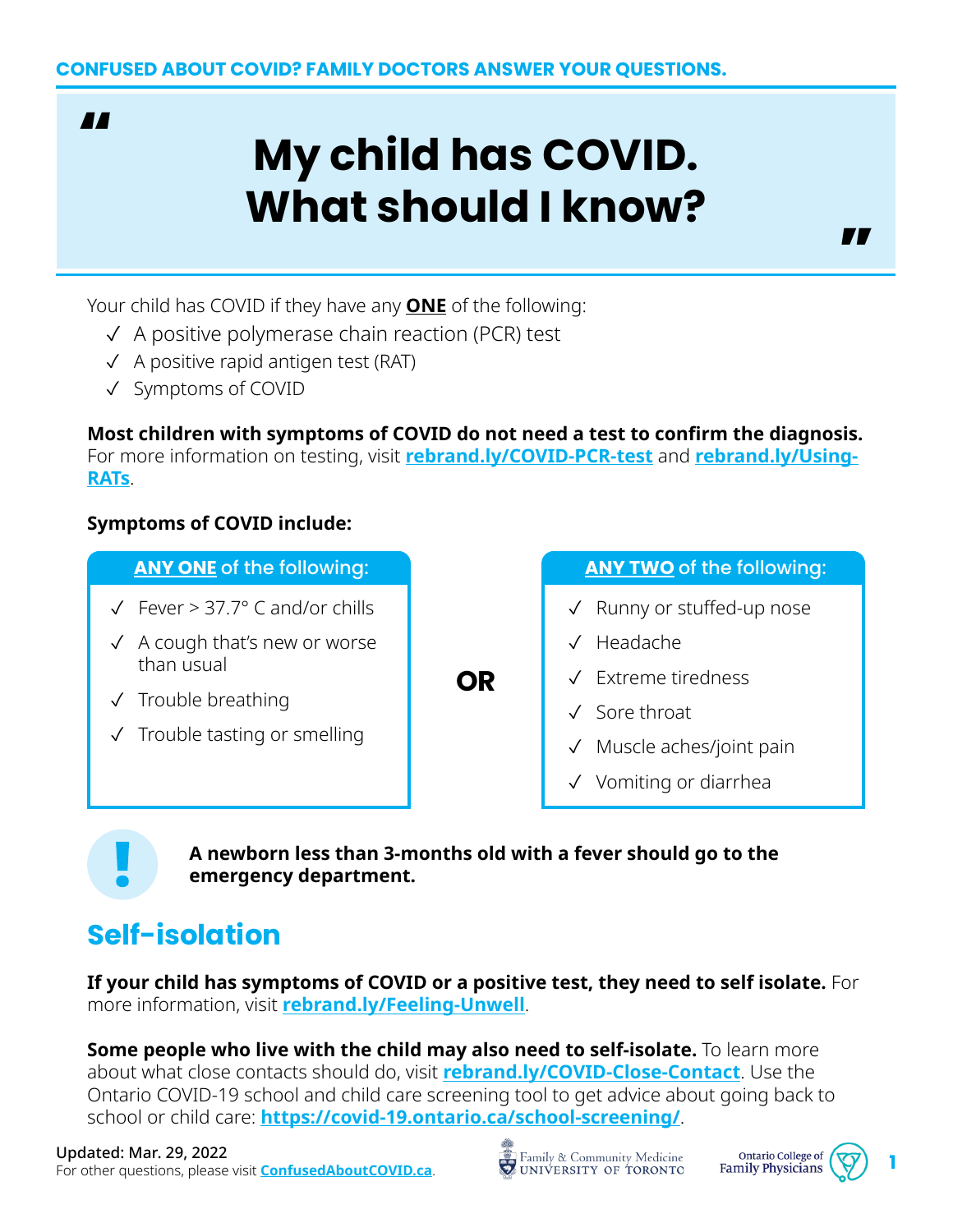CONFUSED ABOUT COVID? FAMILY DOCTORS ANSWER YOUR QUESTIONS.

# "My child has COVID. What should I know?"

Your child has COVID if they have any **ONE** of the following:

- ✓ A positive polymerase chain reaction (PCR) test
- ✓ A positive rapid antigen test (RAT)
- ✓ Symptoms of COVID

**Most children with symptoms of COVID do not need a test to confirm the diagnosis.** For more information on testing, visit **rebrand.ly/COVID-PCR-test** and **rebrand.ly/Using-RATs**.

**Symptoms of COVID include:**

| **ANY ONE** of the following: | | **ANY TWO** of the following: |
|---|---|---|
| ✓ Fever > 37.7° C and/or chills | | ✓ Runny or stuffed-up nose |
| ✓ A cough that's new or worse than usual | | ✓ Headache |
| ✓ Trouble breathing | **OR** | ✓ Extreme tiredness |
| ✓ Trouble tasting or smelling | | ✓ Sore throat |
| | | ✓ Muscle aches/joint pain |
| | | ✓ Vomiting or diarrhea |

**!** **A newborn less than 3-months old with a fever should go to the emergency department.**

## Self-isolation

**If your child has symptoms of COVID or a positive test, they need to self isolate.** For more information, visit **rebrand.ly/Feeling-Unwell**.

**Some people who live with the child may also need to self-isolate.** To learn more about what close contacts should do, visit **rebrand.ly/COVID-Close-Contact**. Use the Ontario COVID-19 school and child care screening tool to get advice about going back to school or child care: **https://covid-19.ontario.ca/school-screening/**.

Updated: Mar. 29, 2022
For other questions, please visit **ConfusedAboutCOVID.ca**.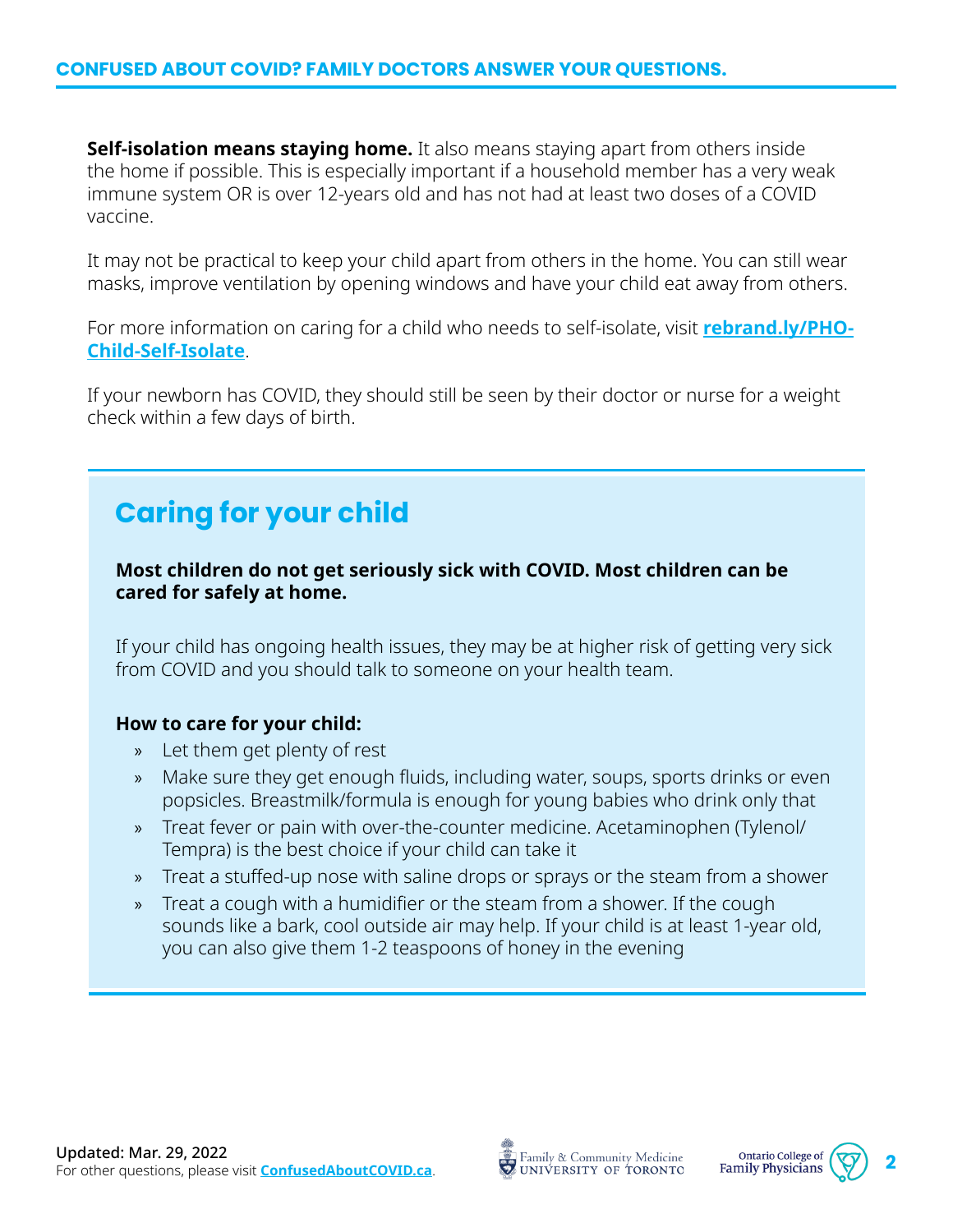**Self-isolation means staying home.** It also means staying apart from others inside the home if possible. This is especially important if a household member has a very weak immune system OR is over 12-years old and has not had at least two doses of a COVID vaccine.

It may not be practical to keep your child apart from others in the home. You can still wear masks, improve ventilation by opening windows and have your child eat away from others.

For more information on caring for a child who needs to self-isolate, visit **[rebrand.ly/PHO-Child-Self-Isolate](rebrand.ly/PHO-Child-Self-Isolate)**.

If your newborn has COVID, they should still be seen by their doctor or nurse for a weight check within a few days of birth.

## Caring for your child

**Most children do not get seriously sick with COVID. Most children can be cared for safely at home.**

If your child has ongoing health issues, they may be at higher risk of getting very sick from COVID and you should talk to someone on your health team.

**How to care for your child:**

- Let them get plenty of rest
- Make sure they get enough fluids, including water, soups, sports drinks or even popsicles. Breastmilk/formula is enough for young babies who drink only that
- Treat fever or pain with over-the-counter medicine. Acetaminophen (Tylenol/Tempra) is the best choice if your child can take it
- Treat a stuffed-up nose with saline drops or sprays or the steam from a shower
- Treat a cough with a humidifier or the steam from a shower. If the cough sounds like a bark, cool outside air may help. If your child is at least 1-year old, you can also give them 1-2 teaspoons of honey in the evening

**Updated: Mar. 29, 2022**
For other questions, please visit **[ConfusedAboutCOVID.ca](ConfusedAboutCOVID.ca)**.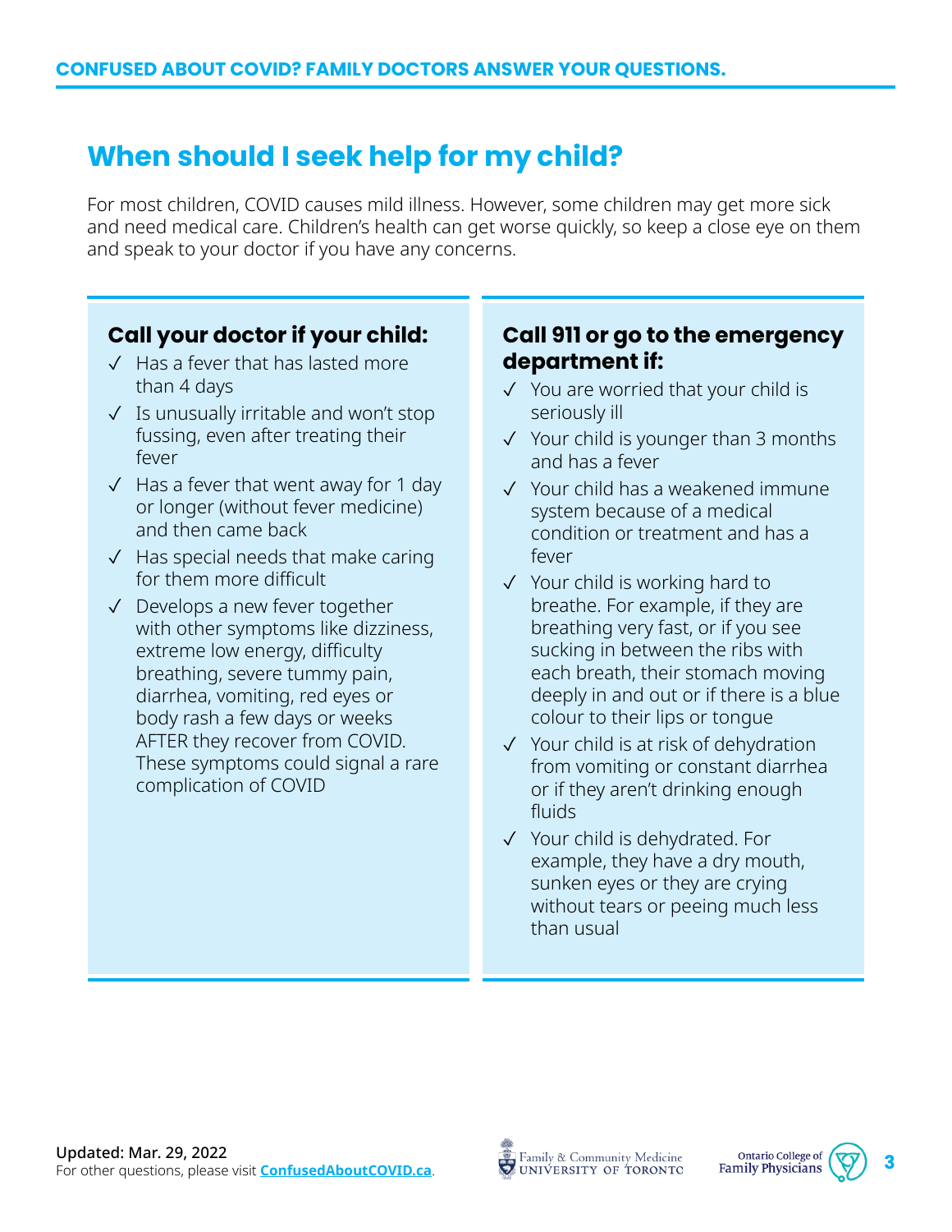## When should I seek help for my child?

For most children, COVID causes mild illness. However, some children may get more sick and need medical care. Children's health can get worse quickly, so keep a close eye on them and speak to your doctor if you have any concerns.

### Call your doctor if your child:

- ✓ Has a fever that has lasted more than 4 days
- ✓ Is unusually irritable and won't stop fussing, even after treating their fever
- ✓ Has a fever that went away for 1 day or longer (without fever medicine) and then came back
- ✓ Has special needs that make caring for them more difficult
- ✓ Develops a new fever together with other symptoms like dizziness, extreme low energy, difficulty breathing, severe tummy pain, diarrhea, vomiting, red eyes or body rash a few days or weeks AFTER they recover from COVID. These symptoms could signal a rare complication of COVID

### Call 911 or go to the emergency department if:

- ✓ You are worried that your child is seriously ill
- ✓ Your child is younger than 3 months and has a fever
- ✓ Your child has a weakened immune system because of a medical condition or treatment and has a fever
- ✓ Your child is working hard to breathe. For example, if they are breathing very fast, or if you see sucking in between the ribs with each breath, their stomach moving deeply in and out or if there is a blue colour to their lips or tongue
- ✓ Your child is at risk of dehydration from vomiting or constant diarrhea or if they aren't drinking enough fluids
- ✓ Your child is dehydrated. For example, they have a dry mouth, sunken eyes or they are crying without tears or peeing much less than usual

**Updated: Mar. 29, 2022**
For other questions, please visit **ConfusedAboutCOVID.ca**.

Family & Community Medicine UNIVERSITY OF TORONTO

Ontario College of Family Physicians